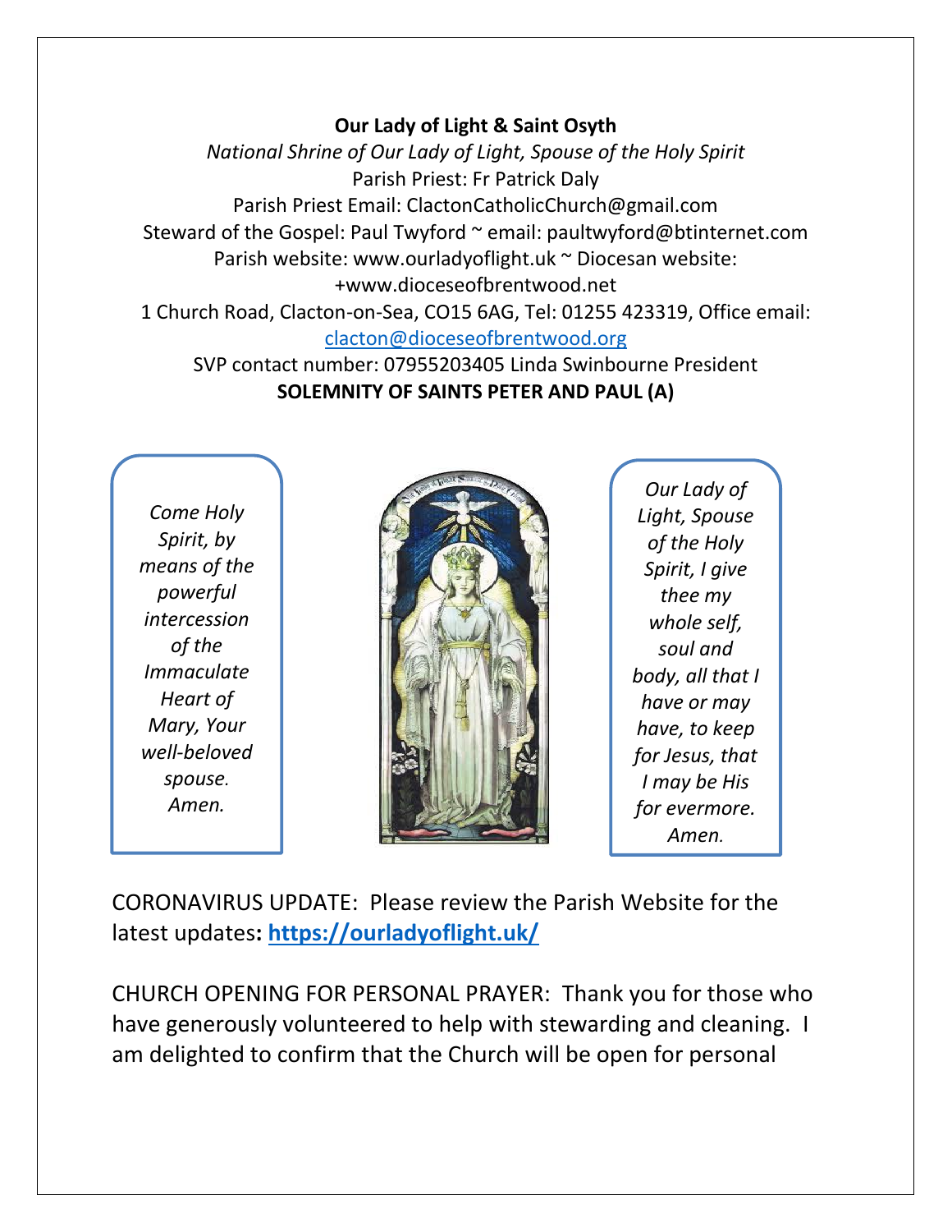**Our Lady of Light & Saint Osyth**

*National Shrine of Our Lady of Light, Spouse of the Holy Spirit*

Parish Priest: Fr Patrick Daly

Parish Priest Email: ClactonCatholicChurch@gmail.com

Steward of the Gospel: Paul Twyford ~ email: paultwyford@btinternet.com

Parish website: www.ourladyoflight.uk ~ Diocesan website: +www.dioceseofbrentwood.net

1 Church Road, Clacton-on-Sea, CO15 6AG, Tel: 01255 423319, Office email: [clacton@dioceseofbrentwood.org](mailto:clacton@dioceseofbrentwood.org)

SVP contact number: 07955203405 Linda Swinbourne President

**SOLEMNITY OF SAINTS PETER AND PAUL (A)**

*Come Holy Spirit, by means of the powerful intercession of the Immaculate Heart of Mary, Your well-beloved spouse. Amen.*

*Our Lady of Light, Spouse of the Holy Spirit, I give thee my whole self, soul and body, all that I have or may have, to keep for Jesus, that I may be His for evermore. Amen.*

CORONAVIRUS UPDATE: Please review the Parish Website for the latest updates**: [https://ourladyoflight.uk/](https://ourladyoflight.uk/)**

CHURCH OPENING FOR PERSONAL PRAYER: Thank you for those who have generously volunteered to help with stewarding and cleaning. I am delighted to confirm that the Church will be open for personal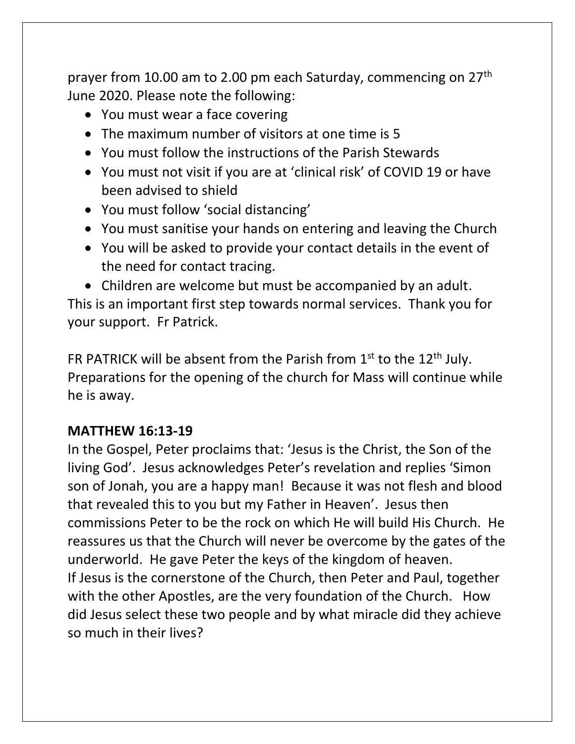prayer from 10.00 am to 2.00 pm each Saturday, commencing on 27th June 2020. Please note the following:

- You must wear a face covering
- The maximum number of visitors at one time is 5
- You must follow the instructions of the Parish Stewards
- You must not visit if you are at 'clinical risk' of COVID 19 or have been advised to shield
- You must follow 'social distancing'
- You must sanitise your hands on entering and leaving the Church
- You will be asked to provide your contact details in the event of the need for contact tracing.
- Children are welcome but must be accompanied by an adult.

This is an important first step towards normal services. Thank you for your support. Fr Patrick.

FR PATRICK will be absent from the Parish from 1st to the 12th July. Preparations for the opening of the church for Mass will continue while he is away.

**MATTHEW 16:13-19**

In the Gospel, Peter proclaims that: 'Jesus is the Christ, the Son of the living God'. Jesus acknowledges Peter's revelation and replies 'Simon son of Jonah, you are a happy man! Because it was not flesh and blood that revealed this to you but my Father in Heaven'. Jesus then commissions Peter to be the rock on which He will build His Church. He reassures us that the Church will never be overcome by the gates of the underworld. He gave Peter the keys of the kingdom of heaven.
If Jesus is the cornerstone of the Church, then Peter and Paul, together with the other Apostles, are the very foundation of the Church. How did Jesus select these two people and by what miracle did they achieve so much in their lives?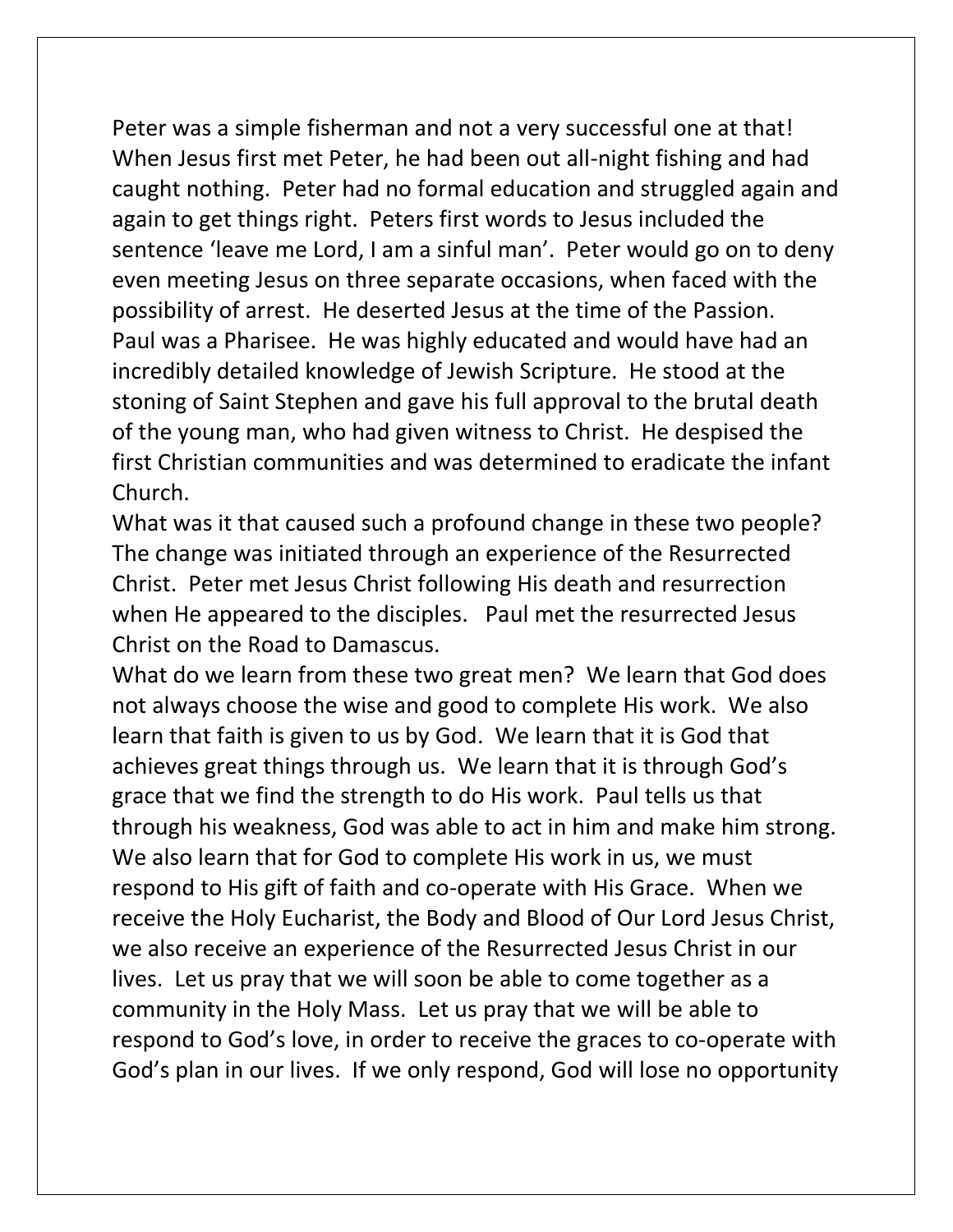Peter was a simple fisherman and not a very successful one at that! When Jesus first met Peter, he had been out all-night fishing and had caught nothing. Peter had no formal education and struggled again and again to get things right. Peters first words to Jesus included the sentence 'leave me Lord, I am a sinful man'. Peter would go on to deny even meeting Jesus on three separate occasions, when faced with the possibility of arrest. He deserted Jesus at the time of the Passion.

Paul was a Pharisee. He was highly educated and would have had an incredibly detailed knowledge of Jewish Scripture. He stood at the stoning of Saint Stephen and gave his full approval to the brutal death of the young man, who had given witness to Christ. He despised the first Christian communities and was determined to eradicate the infant Church.

What was it that caused such a profound change in these two people? The change was initiated through an experience of the Resurrected Christ. Peter met Jesus Christ following His death and resurrection when He appeared to the disciples. Paul met the resurrected Jesus Christ on the Road to Damascus.

What do we learn from these two great men? We learn that God does not always choose the wise and good to complete His work. We also learn that faith is given to us by God. We learn that it is God that achieves great things through us. We learn that it is through God's grace that we find the strength to do His work. Paul tells us that through his weakness, God was able to act in him and make him strong. We also learn that for God to complete His work in us, we must respond to His gift of faith and co-operate with His Grace. When we receive the Holy Eucharist, the Body and Blood of Our Lord Jesus Christ, we also receive an experience of the Resurrected Jesus Christ in our lives. Let us pray that we will soon be able to come together as a community in the Holy Mass. Let us pray that we will be able to respond to God's love, in order to receive the graces to co-operate with God's plan in our lives. If we only respond, God will lose no opportunity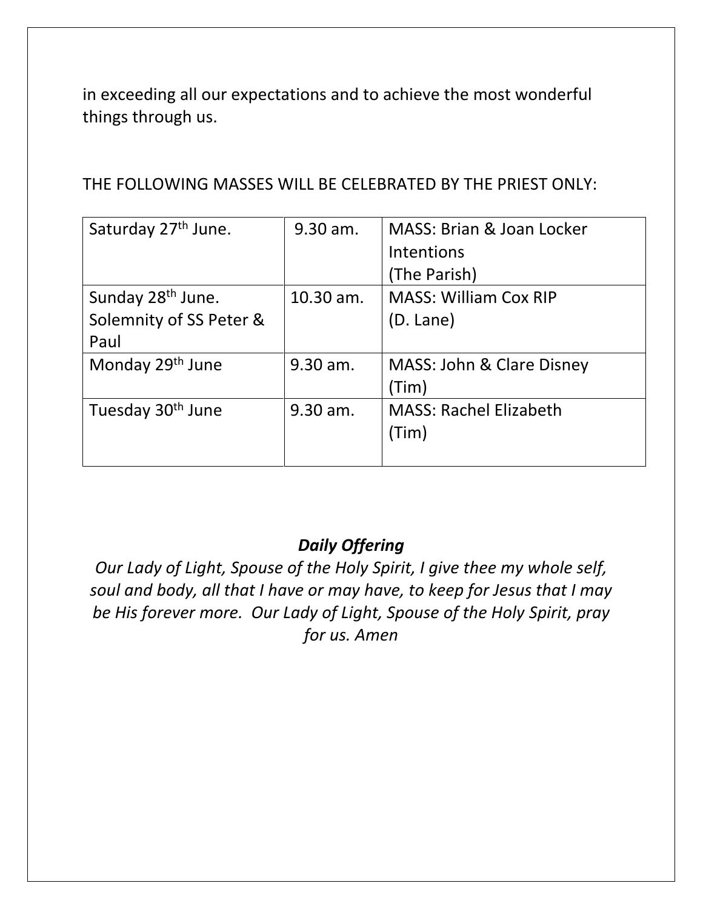in exceeding all our expectations and to achieve the most wonderful things through us.

THE FOLLOWING MASSES WILL BE CELEBRATED BY THE PRIEST ONLY:

| | | |
|---|---|---|
| Saturday 27th June. | 9.30 am. | MASS: Brian & Joan Locker Intentions<br>(The Parish) |
| Sunday 28th June.<br>Solemnity of SS Peter & Paul | 10.30 am. | MASS: William Cox RIP<br>(D. Lane) |
| Monday 29th June | 9.30 am. | MASS: John & Clare Disney<br>(Tim) |
| Tuesday 30th June | 9.30 am. | MASS: Rachel Elizabeth<br>(Tim) |

***Daily Offering***

*Our Lady of Light, Spouse of the Holy Spirit, I give thee my whole self, soul and body, all that I have or may have, to keep for Jesus that I may be His forever more. Our Lady of Light, Spouse of the Holy Spirit, pray for us. Amen*